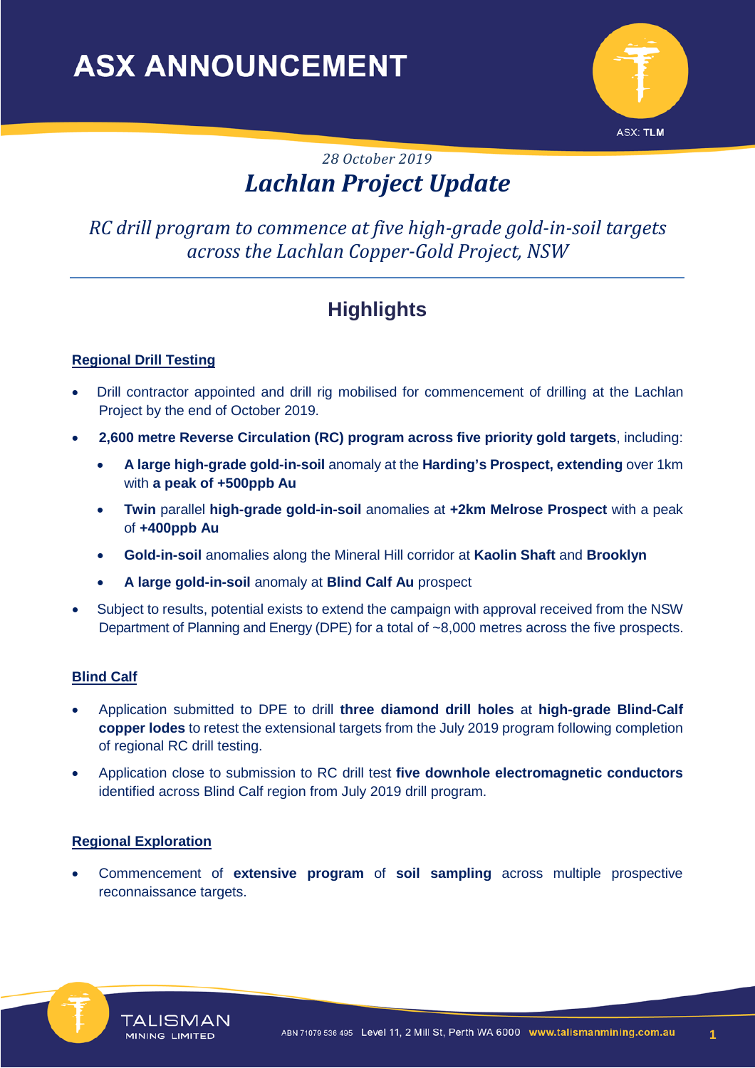# ASX ANNOUNCEMENT

ASX: TLM

*28 October 2019*

# *Lachlan Project Update*

*RC drill program to commence at five high-grade gold-in-soil targets across the Lachlan Copper-Gold Project, NSW*

## Highlights

### Regional Drill Testing

- Drill contractor appointed and drill rig mobilised for commencement of drilling at the Lachlan Project by the end of October 2019.
- **2,600 metre Reverse Circulation (RC) program across five priority gold targets**, including:
  - **A large high-grade gold-in-soil** anomaly at the **Harding's Prospect, extending** over 1km with **a peak of +500ppb Au**
  - **Twin** parallel **high-grade gold-in-soil** anomalies at **+2km Melrose Prospect** with a peak of **+400ppb Au**
  - **Gold-in-soil** anomalies along the Mineral Hill corridor at **Kaolin Shaft** and **Brooklyn**
  - **A large gold-in-soil** anomaly at **Blind Calf Au** prospect
- Subject to results, potential exists to extend the campaign with approval received from the NSW Department of Planning and Energy (DPE) for a total of ~8,000 metres across the five prospects.

### Blind Calf

- Application submitted to DPE to drill **three diamond drill holes** at **high-grade Blind-Calf copper lodes** to retest the extensional targets from the July 2019 program following completion of regional RC drill testing.
- Application close to submission to RC drill test **five downhole electromagnetic conductors** identified across Blind Calf region from July 2019 drill program.

### Regional Exploration

- Commencement of **extensive program** of **soil sampling** across multiple prospective reconnaissance targets.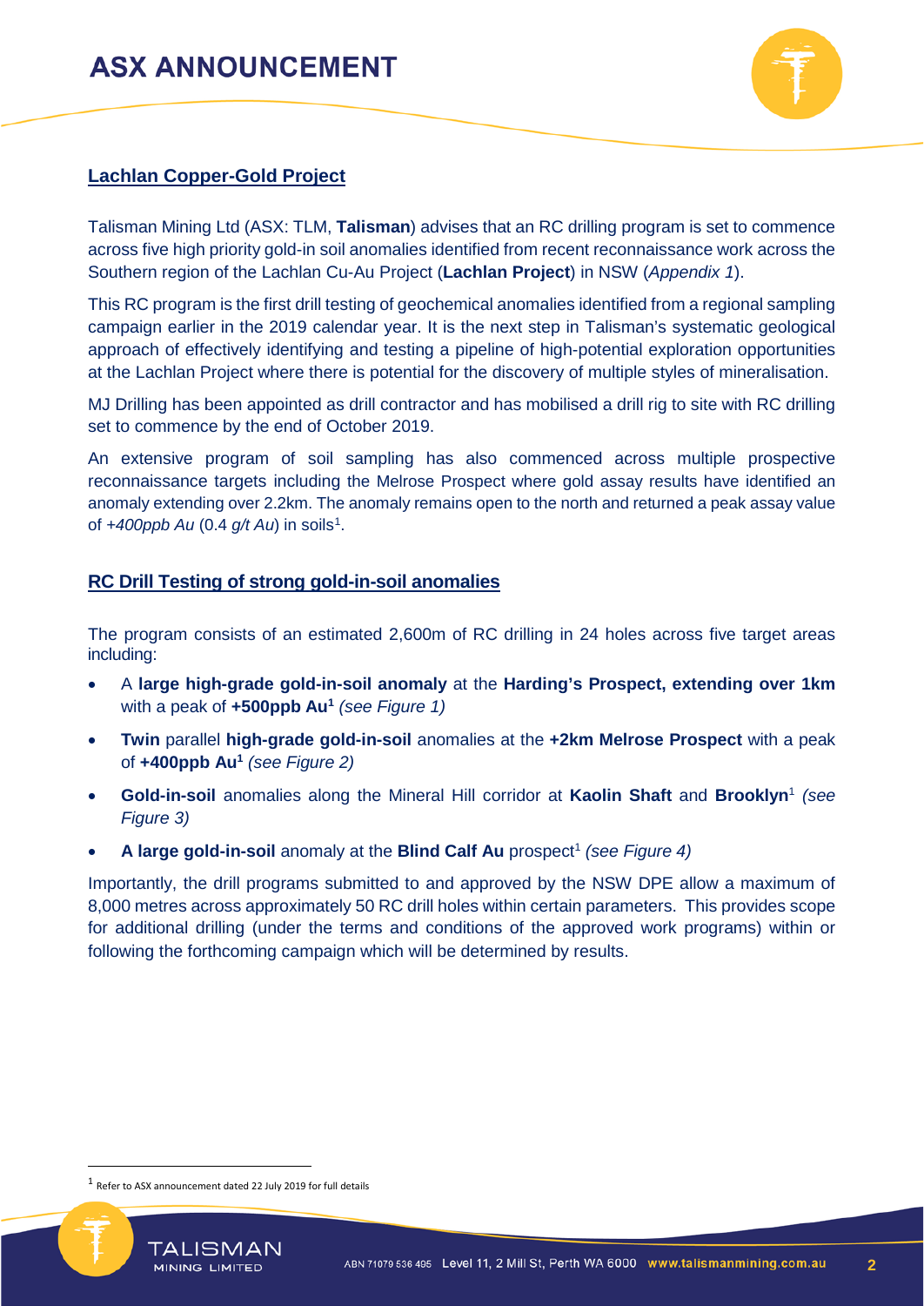## Lachlan Copper-Gold Project

Talisman Mining Ltd (ASX: TLM, **Talisman**) advises that an RC drilling program is set to commence across five high priority gold-in soil anomalies identified from recent reconnaissance work across the Southern region of the Lachlan Cu-Au Project (**Lachlan Project**) in NSW (*Appendix 1*).

This RC program is the first drill testing of geochemical anomalies identified from a regional sampling campaign earlier in the 2019 calendar year. It is the next step in Talisman's systematic geological approach of effectively identifying and testing a pipeline of high-potential exploration opportunities at the Lachlan Project where there is potential for the discovery of multiple styles of mineralisation.

MJ Drilling has been appointed as drill contractor and has mobilised a drill rig to site with RC drilling set to commence by the end of October 2019.

An extensive program of soil sampling has also commenced across multiple prospective reconnaissance targets including the Melrose Prospect where gold assay results have identified an anomaly extending over 2.2km. The anomaly remains open to the north and returned a peak assay value of *+400ppb Au* (0.4 *g/t Au*) in soils[1].

## RC Drill Testing of strong gold-in-soil anomalies

The program consists of an estimated 2,600m of RC drilling in 24 holes across five target areas including:

- A **large high-grade gold-in-soil anomaly** at the **Harding's Prospect, extending over 1km** with a peak of **+500ppb Au[1]** *(see Figure 1)*
- **Twin** parallel **high-grade gold-in-soil** anomalies at the **+2km Melrose Prospect** with a peak of **+400ppb Au[1]** *(see Figure 2)*
- **Gold-in-soil** anomalies along the Mineral Hill corridor at **Kaolin Shaft** and **Brooklyn**[1] *(see Figure 3)*
- **A large gold-in-soil** anomaly at the **Blind Calf Au** prospect[1] *(see Figure 4)*

Importantly, the drill programs submitted to and approved by the NSW DPE allow a maximum of 8,000 metres across approximately 50 RC drill holes within certain parameters. This provides scope for additional drilling (under the terms and conditions of the approved work programs) within or following the forthcoming campaign which will be determined by results.

[1] Refer to ASX announcement dated 22 July 2019 for full details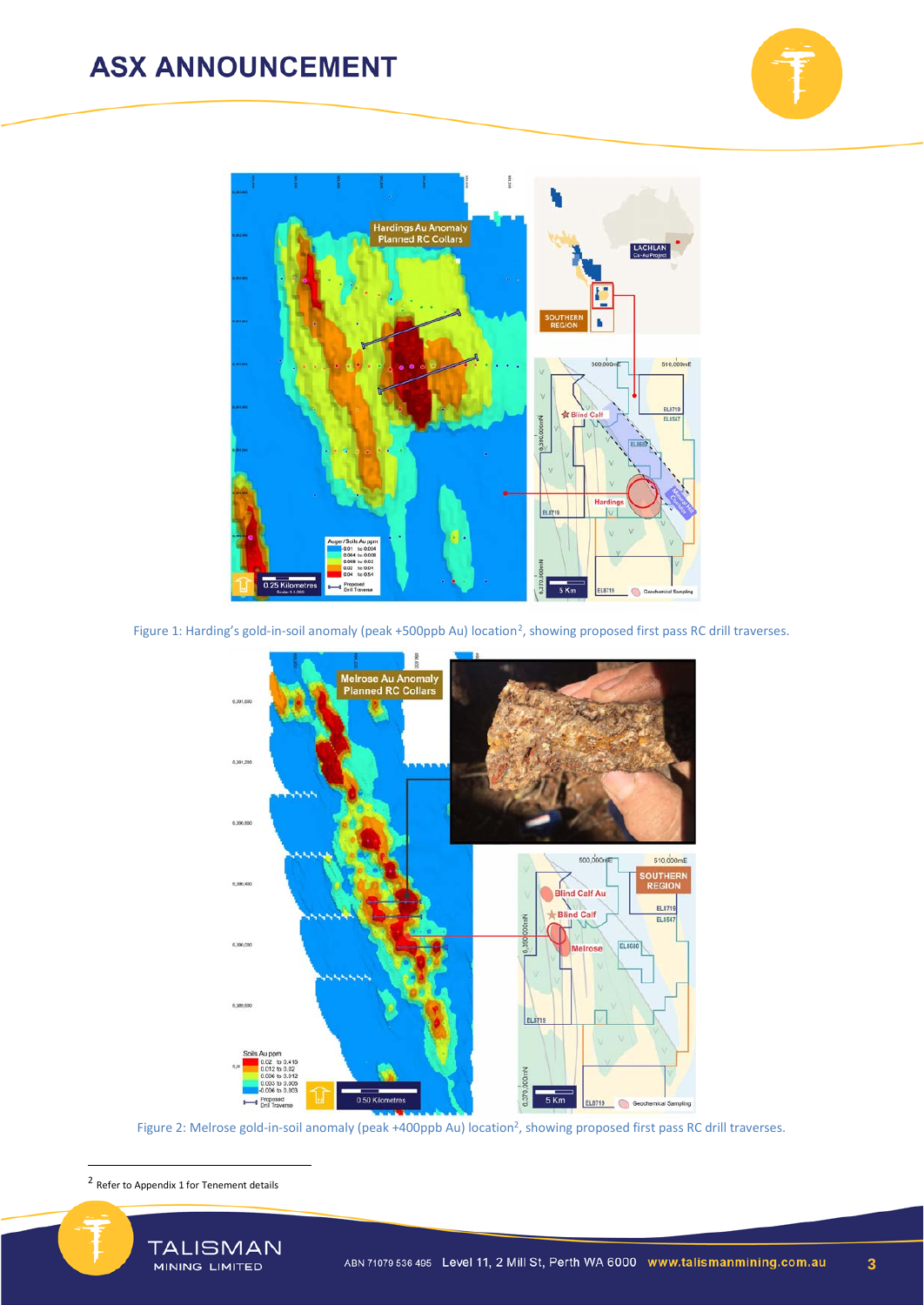Figure 1: Harding's gold-in-soil anomaly (peak +500ppb Au) location[2], showing proposed first pass RC drill traverses.

Figure 2: Melrose gold-in-soil anomaly (peak +400ppb Au) location[2], showing proposed first pass RC drill traverses.

[2] Refer to Appendix 1 for Tenement details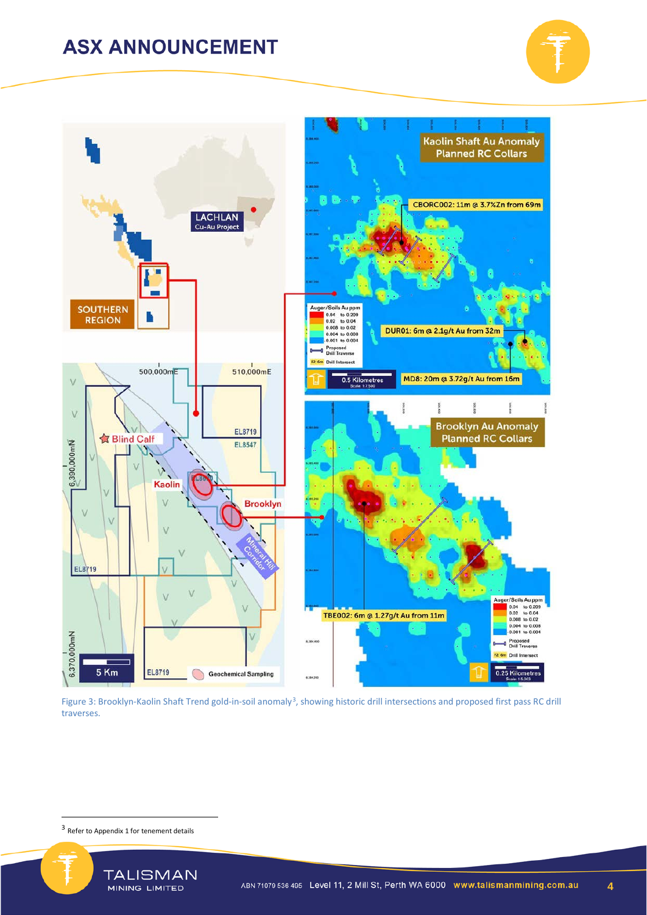Figure 3: Brooklyn-Kaolin Shaft Trend gold-in-soil anomaly[3], showing historic drill intersections and proposed first pass RC drill traverses.

[3] Refer to Appendix 1 for tenement details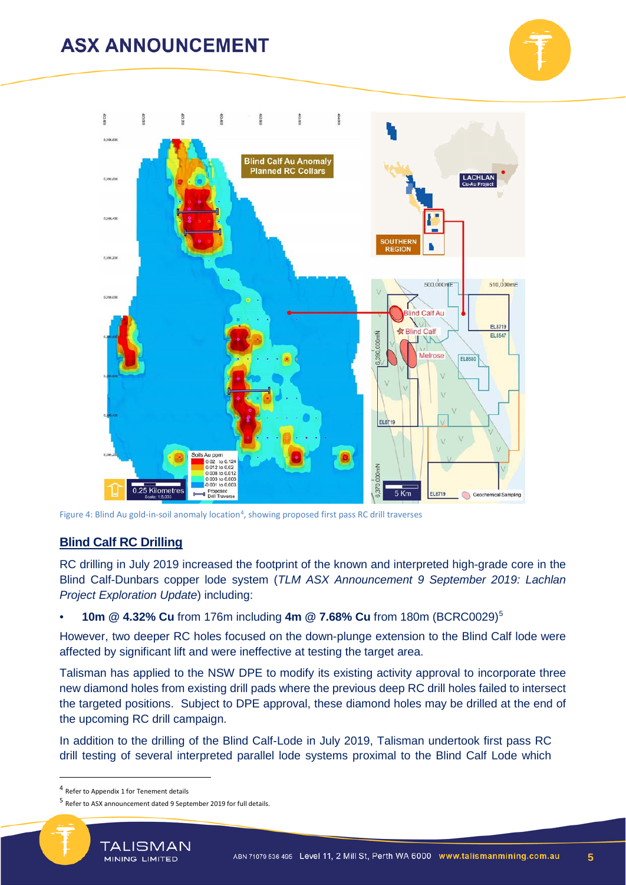Figure 4: Blind Au gold-in-soil anomaly location[4], showing proposed first pass RC drill traverses

## Blind Calf RC Drilling

RC drilling in July 2019 increased the footprint of the known and interpreted high-grade core in the Blind Calf-Dunbars copper lode system (*TLM ASX Announcement 9 September 2019: Lachlan Project Exploration Update*) including:

- **10m @ 4.32% Cu** from 176m including **4m @ 7.68% Cu** from 180m (BCRC0029)[5]

However, two deeper RC holes focused on the down-plunge extension to the Blind Calf lode were affected by significant lift and were ineffective at testing the target area.

Talisman has applied to the NSW DPE to modify its existing activity approval to incorporate three new diamond holes from existing drill pads where the previous deep RC drill holes failed to intersect the targeted positions. Subject to DPE approval, these diamond holes may be drilled at the end of the upcoming RC drill campaign.

In addition to the drilling of the Blind Calf-Lode in July 2019, Talisman undertook first pass RC drill testing of several interpreted parallel lode systems proximal to the Blind Calf Lode which

---

[4] Refer to Appendix 1 for Tenement details

[5] Refer to ASX announcement dated 9 September 2019 for full details.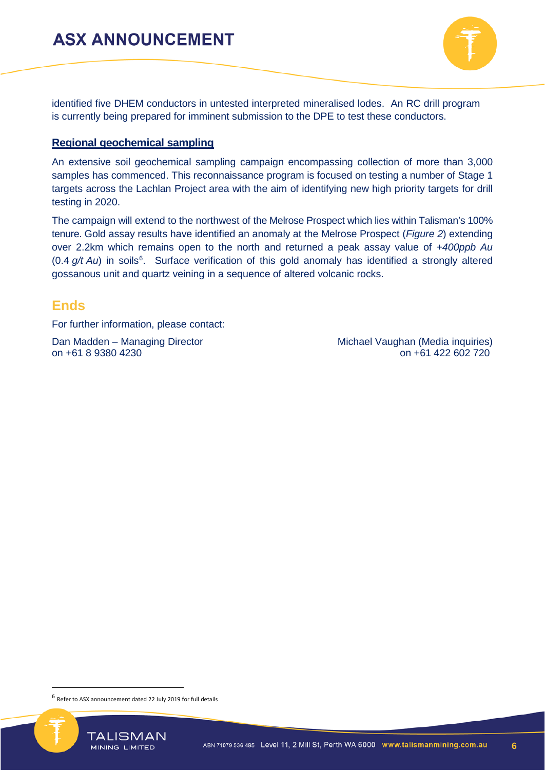identified five DHEM conductors in untested interpreted mineralised lodes. An RC drill program is currently being prepared for imminent submission to the DPE to test these conductors.

**Regional geochemical sampling**

An extensive soil geochemical sampling campaign encompassing collection of more than 3,000 samples has commenced. This reconnaissance program is focused on testing a number of Stage 1 targets across the Lachlan Project area with the aim of identifying new high priority targets for drill testing in 2020.

The campaign will extend to the northwest of the Melrose Prospect which lies within Talisman's 100% tenure. Gold assay results have identified an anomaly at the Melrose Prospect (*Figure 2*) extending over 2.2km which remains open to the north and returned a peak assay value of *+400ppb Au* (0.4 *g/t Au*) in soils[6]. Surface verification of this gold anomaly has identified a strongly altered gossanous unit and quartz veining in a sequence of altered volcanic rocks.

## Ends

For further information, please contact:

Dan Madden – Managing Director
on +61 8 9380 4230

Michael Vaughan (Media inquiries)
on +61 422 602 720

---

[6] Refer to ASX announcement dated 22 July 2019 for full details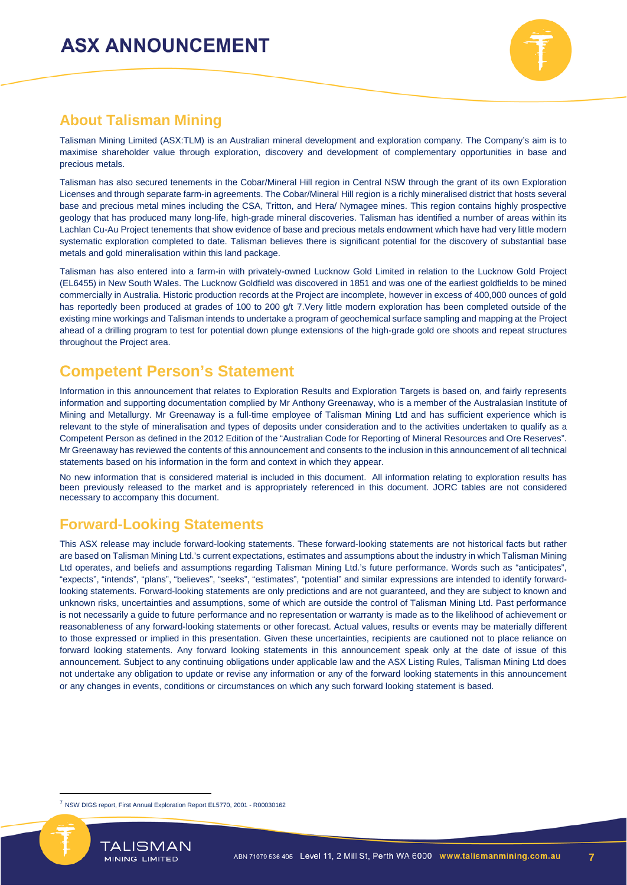## About Talisman Mining

Talisman Mining Limited (ASX:TLM) is an Australian mineral development and exploration company. The Company's aim is to maximise shareholder value through exploration, discovery and development of complementary opportunities in base and precious metals.

Talisman has also secured tenements in the Cobar/Mineral Hill region in Central NSW through the grant of its own Exploration Licenses and through separate farm-in agreements. The Cobar/Mineral Hill region is a richly mineralised district that hosts several base and precious metal mines including the CSA, Tritton, and Hera/ Nymagee mines. This region contains highly prospective geology that has produced many long-life, high-grade mineral discoveries. Talisman has identified a number of areas within its Lachlan Cu-Au Project tenements that show evidence of base and precious metals endowment which have had very little modern systematic exploration completed to date. Talisman believes there is significant potential for the discovery of substantial base metals and gold mineralisation within this land package.

Talisman has also entered into a farm-in with privately-owned Lucknow Gold Limited in relation to the Lucknow Gold Project (EL6455) in New South Wales. The Lucknow Goldfield was discovered in 1851 and was one of the earliest goldfields to be mined commercially in Australia. Historic production records at the Project are incomplete, however in excess of 400,000 ounces of gold has reportedly been produced at grades of 100 to 200 g/t [7]. Very little modern exploration has been completed outside of the existing mine workings and Talisman intends to undertake a program of geochemical surface sampling and mapping at the Project ahead of a drilling program to test for potential down plunge extensions of the high-grade gold ore shoots and repeat structures throughout the Project area.

## Competent Person's Statement

Information in this announcement that relates to Exploration Results and Exploration Targets is based on, and fairly represents information and supporting documentation complied by Mr Anthony Greenaway, who is a member of the Australasian Institute of Mining and Metallurgy. Mr Greenaway is a full-time employee of Talisman Mining Ltd and has sufficient experience which is relevant to the style of mineralisation and types of deposits under consideration and to the activities undertaken to qualify as a Competent Person as defined in the 2012 Edition of the "Australian Code for Reporting of Mineral Resources and Ore Reserves". Mr Greenaway has reviewed the contents of this announcement and consents to the inclusion in this announcement of all technical statements based on his information in the form and context in which they appear.

No new information that is considered material is included in this document. All information relating to exploration results has been previously released to the market and is appropriately referenced in this document. JORC tables are not considered necessary to accompany this document.

## Forward-Looking Statements

This ASX release may include forward-looking statements. These forward-looking statements are not historical facts but rather are based on Talisman Mining Ltd.'s current expectations, estimates and assumptions about the industry in which Talisman Mining Ltd operates, and beliefs and assumptions regarding Talisman Mining Ltd.'s future performance. Words such as "anticipates", "expects", "intends", "plans", "believes", "seeks", "estimates", "potential" and similar expressions are intended to identify forward-looking statements. Forward-looking statements are only predictions and are not guaranteed, and they are subject to known and unknown risks, uncertainties and assumptions, some of which are outside the control of Talisman Mining Ltd. Past performance is not necessarily a guide to future performance and no representation or warranty is made as to the likelihood of achievement or reasonableness of any forward-looking statements or other forecast. Actual values, results or events may be materially different to those expressed or implied in this presentation. Given these uncertainties, recipients are cautioned not to place reliance on forward looking statements. Any forward looking statements in this announcement speak only at the date of issue of this announcement. Subject to any continuing obligations under applicable law and the ASX Listing Rules, Talisman Mining Ltd does not undertake any obligation to update or revise any information or any of the forward looking statements in this announcement or any changes in events, conditions or circumstances on which any such forward looking statement is based.

---

[7] NSW DIGS report, First Annual Exploration Report EL5770, 2001 - R00030162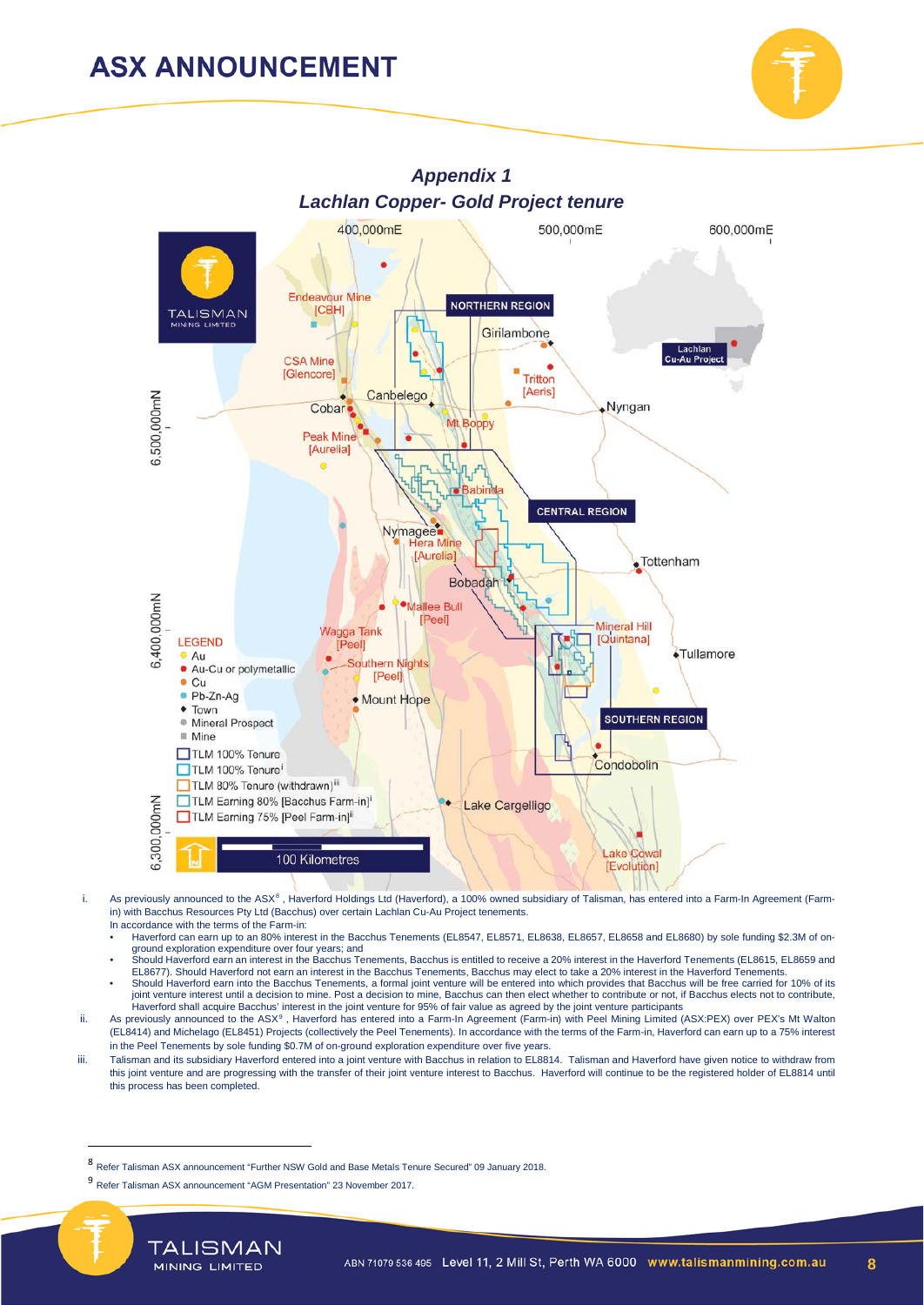## Appendix 1

## Lachlan Copper- Gold Project tenure

400,000mE
500,000mE
600,000mE
6,500,000mN
6,400,000mN
6,300,000mN

TALISMAN MINING LIMITED

NORTHERN REGION
CENTRAL REGION
SOUTHERN REGION

Endeavour Mine [CBH]
CSA Mine [Glencore]
Peak Mine [Aurelia]
Girilambone
Tritton [Aeris]
Canbelego
Cobar
Mt Boppy
Nyngan
Babinda
Nymagee
Hera Mine [Aurelia]
Tottenham
Bobadah
Mallee Bull [Peel]
Wagga Tank [Peel]
Southern Nights [Peel]
Mount Hope
Mineral Hill [Quintana]
Tullamore
Condobolin
Lake Cargelligo
Lake Cowal [Evolution]
Lachlan Cu-Au Project

LEGEND
Au
Au-Cu or polymetallic
Cu
Pb-Zn-Ag
Town
Mineral Prospect
Mine
TLM 100% Tenure
TLM 100% Tenure[i]
TLM 80% Tenure (withdrawn)[iii]
TLM Earning 80% [Bacchus Farm-in][i]
TLM Earning 75% [Peel Farm-in][ii]

100 Kilometres

i. As previously announced to the ASX[8], Haverford Holdings Ltd (Haverford), a 100% owned subsidiary of Talisman, has entered into a Farm-In Agreement (Farm-in) with Bacchus Resources Pty Ltd (Bacchus) over certain Lachlan Cu-Au Project tenements.
In accordance with the terms of the Farm-in:
- Haverford can earn up to an 80% interest in the Bacchus Tenements (EL8547, EL8571, EL8638, EL8657, EL8658 and EL8680) by sole funding $2.3M of on-ground exploration expenditure over four years; and
- Should Haverford earn an interest in the Bacchus Tenements, Bacchus is entitled to receive a 20% interest in the Haverford Tenements (EL8615, EL8659 and EL8677). Should Haverford not earn an interest in the Bacchus Tenements, Bacchus may elect to take a 20% interest in the Haverford Tenements.
- Should Haverford earn into the Bacchus Tenements, a formal joint venture will be entered into which provides that Bacchus will be free carried for 10% of its joint venture interest until a decision to mine. Post a decision to mine, Bacchus can then elect whether to contribute or not, if Bacchus elects not to contribute, Haverford shall acquire Bacchus' interest in the joint venture for 95% of fair value as agreed by the joint venture participants

ii. As previously announced to the ASX[9], Haverford has entered into a Farm-In Agreement (Farm-in) with Peel Mining Limited (ASX:PEX) over PEX's Mt Walton (EL8414) and Michelago (EL8451) Projects (collectively the Peel Tenements). In accordance with the terms of the Farm-in, Haverford can earn up to a 75% interest in the Peel Tenements by sole funding $0.7M of on-ground exploration expenditure over five years.

iii. Talisman and its subsidiary Haverford entered into a joint venture with Bacchus in relation to EL8814. Talisman and Haverford have given notice to withdraw from this joint venture and are progressing with the transfer of their joint venture interest to Bacchus. Haverford will continue to be the registered holder of EL8814 until this process has been completed.

---

[8] Refer Talisman ASX announcement "Further NSW Gold and Base Metals Tenure Secured" 09 January 2018.

[9] Refer Talisman ASX announcement "AGM Presentation" 23 November 2017.